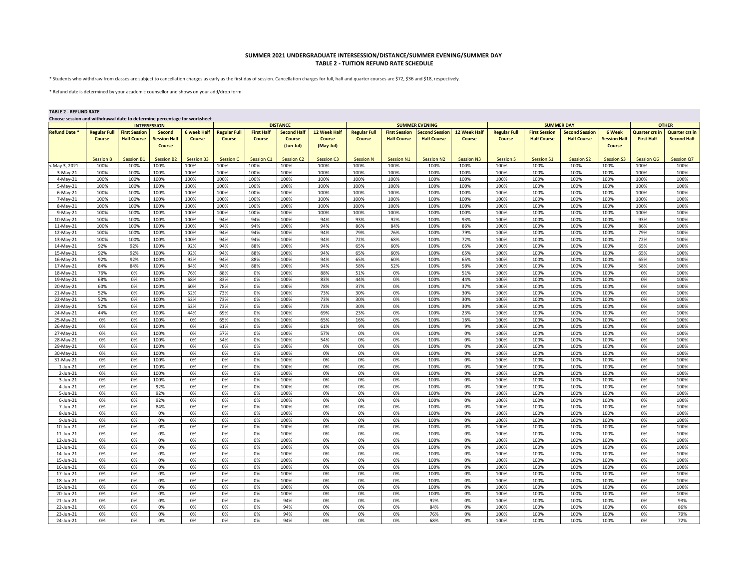# SUMMER 2021 UNDERGRADUATE INTERSESSION/DISTANCE/SUMMER EVENING/SUMMER DAY
## TABLE 2 - TUITION REFUND RATE SCHEDULE

* Students who withdraw from classes are subject to cancellation charges as early as the first day of session. Cancellation charges for full, half and quarter courses are $72, $36 and $18, respectively.

* Refund date is determined by your academic counsellor and shows on your add/drop form.

**TABLE 2 - REFUND RATE**

**Choose session and withdrawal date to determine percentage for worksheet**

| | INTERSESSION | | | | DISTANCE | | | | SUMMER EVENING | | | | SUMMER DAY | | | | OTHER | |
|---|---|---|---|---|---|---|---|---|---|---|---|---|---|---|---|---|---|---|
| **Refund Date *** | **Regular Full Course** | **First Session Half Course** | **Second Session Half Course** | **6 week Half Course** | **Regular Full Course** | **First Half Course** | **Second Half Course (Jun-Jul)** | **12 Week Half Course (May-Jul)** | **Regular Full Course** | **First Session Half Course** | **Second Session Half Course** | **12 Week Half Course** | **Regular Full Course** | **First Session Half Course** | **Second Session Half Course** | **6 Week Session Half Course** | **Quarter crs in First Half** | **Quarter crs in Second Half** |
| | Session B | Session B1 | Session B2 | Session B3 | Session C | Session C1 | Session C2 | Session C3 | Session N | Session N1 | Session N2 | Session N3 | Session S | Session S1 | Session S2 | Session S3 | Session Q6 | Session Q7 |
| < May 3, 2021 | 100% | 100% | 100% | 100% | 100% | 100% | 100% | 100% | 100% | 100% | 100% | 100% | 100% | 100% | 100% | 100% | 100% | 100% |
| 3-May-21 | 100% | 100% | 100% | 100% | 100% | 100% | 100% | 100% | 100% | 100% | 100% | 100% | 100% | 100% | 100% | 100% | 100% | 100% |
| 4-May-21 | 100% | 100% | 100% | 100% | 100% | 100% | 100% | 100% | 100% | 100% | 100% | 100% | 100% | 100% | 100% | 100% | 100% | 100% |
| 5-May-21 | 100% | 100% | 100% | 100% | 100% | 100% | 100% | 100% | 100% | 100% | 100% | 100% | 100% | 100% | 100% | 100% | 100% | 100% |
| 6-May-21 | 100% | 100% | 100% | 100% | 100% | 100% | 100% | 100% | 100% | 100% | 100% | 100% | 100% | 100% | 100% | 100% | 100% | 100% |
| 7-May-21 | 100% | 100% | 100% | 100% | 100% | 100% | 100% | 100% | 100% | 100% | 100% | 100% | 100% | 100% | 100% | 100% | 100% | 100% |
| 8-May-21 | 100% | 100% | 100% | 100% | 100% | 100% | 100% | 100% | 100% | 100% | 100% | 100% | 100% | 100% | 100% | 100% | 100% | 100% |
| 9-May-21 | 100% | 100% | 100% | 100% | 100% | 100% | 100% | 100% | 100% | 100% | 100% | 100% | 100% | 100% | 100% | 100% | 100% | 100% |
| 10-May-21 | 100% | 100% | 100% | 100% | 94% | 94% | 100% | 94% | 93% | 92% | 100% | 93% | 100% | 100% | 100% | 100% | 93% | 100% |
| 11-May-21 | 100% | 100% | 100% | 100% | 94% | 94% | 100% | 94% | 86% | 84% | 100% | 86% | 100% | 100% | 100% | 100% | 86% | 100% |
| 12-May-21 | 100% | 100% | 100% | 100% | 94% | 94% | 100% | 94% | 79% | 76% | 100% | 79% | 100% | 100% | 100% | 100% | 79% | 100% |
| 13-May-21 | 100% | 100% | 100% | 100% | 94% | 94% | 100% | 94% | 72% | 68% | 100% | 72% | 100% | 100% | 100% | 100% | 72% | 100% |
| 14-May-21 | 92% | 92% | 100% | 92% | 94% | 88% | 100% | 94% | 65% | 60% | 100% | 65% | 100% | 100% | 100% | 100% | 65% | 100% |
| 15-May-21 | 92% | 92% | 100% | 92% | 94% | 88% | 100% | 94% | 65% | 60% | 100% | 65% | 100% | 100% | 100% | 100% | 65% | 100% |
| 16-May-21 | 92% | 92% | 100% | 92% | 94% | 88% | 100% | 94% | 65% | 60% | 100% | 65% | 100% | 100% | 100% | 100% | 65% | 100% |
| 17-May-21 | 84% | 84% | 100% | 84% | 94% | 88% | 100% | 94% | 58% | 52% | 100% | 58% | 100% | 100% | 100% | 100% | 58% | 100% |
| 18-May-21 | 76% | 0% | 100% | 76% | 88% | 0% | 100% | 88% | 51% | 0% | 100% | 51% | 100% | 100% | 100% | 100% | 0% | 100% |
| 19-May-21 | 68% | 0% | 100% | 68% | 83% | 0% | 100% | 83% | 44% | 0% | 100% | 44% | 100% | 100% | 100% | 100% | 0% | 100% |
| 20-May-21 | 60% | 0% | 100% | 60% | 78% | 0% | 100% | 78% | 37% | 0% | 100% | 37% | 100% | 100% | 100% | 100% | 0% | 100% |
| 21-May-21 | 52% | 0% | 100% | 52% | 73% | 0% | 100% | 73% | 30% | 0% | 100% | 30% | 100% | 100% | 100% | 100% | 0% | 100% |
| 22-May-21 | 52% | 0% | 100% | 52% | 73% | 0% | 100% | 73% | 30% | 0% | 100% | 30% | 100% | 100% | 100% | 100% | 0% | 100% |
| 23-May-21 | 52% | 0% | 100% | 52% | 73% | 0% | 100% | 73% | 30% | 0% | 100% | 30% | 100% | 100% | 100% | 100% | 0% | 100% |
| 24-May-21 | 44% | 0% | 100% | 44% | 69% | 0% | 100% | 69% | 23% | 0% | 100% | 23% | 100% | 100% | 100% | 100% | 0% | 100% |
| 25-May-21 | 0% | 0% | 100% | 0% | 65% | 0% | 100% | 65% | 16% | 0% | 100% | 16% | 100% | 100% | 100% | 100% | 0% | 100% |
| 26-May-21 | 0% | 0% | 100% | 0% | 61% | 0% | 100% | 61% | 9% | 0% | 100% | 9% | 100% | 100% | 100% | 100% | 0% | 100% |
| 27-May-21 | 0% | 0% | 100% | 0% | 57% | 0% | 100% | 57% | 0% | 0% | 100% | 0% | 100% | 100% | 100% | 100% | 0% | 100% |
| 28-May-21 | 0% | 0% | 100% | 0% | 54% | 0% | 100% | 54% | 0% | 0% | 100% | 0% | 100% | 100% | 100% | 100% | 0% | 100% |
| 29-May-21 | 0% | 0% | 100% | 0% | 0% | 0% | 100% | 0% | 0% | 0% | 100% | 0% | 100% | 100% | 100% | 100% | 0% | 100% |
| 30-May-21 | 0% | 0% | 100% | 0% | 0% | 0% | 100% | 0% | 0% | 0% | 100% | 0% | 100% | 100% | 100% | 100% | 0% | 100% |
| 31-May-21 | 0% | 0% | 100% | 0% | 0% | 0% | 100% | 0% | 0% | 0% | 100% | 0% | 100% | 100% | 100% | 100% | 0% | 100% |
| 1-Jun-21 | 0% | 0% | 100% | 0% | 0% | 0% | 100% | 0% | 0% | 0% | 100% | 0% | 100% | 100% | 100% | 100% | 0% | 100% |
| 2-Jun-21 | 0% | 0% | 100% | 0% | 0% | 0% | 100% | 0% | 0% | 0% | 100% | 0% | 100% | 100% | 100% | 100% | 0% | 100% |
| 3-Jun-21 | 0% | 0% | 100% | 0% | 0% | 0% | 100% | 0% | 0% | 0% | 100% | 0% | 100% | 100% | 100% | 100% | 0% | 100% |
| 4-Jun-21 | 0% | 0% | 92% | 0% | 0% | 0% | 100% | 0% | 0% | 0% | 100% | 0% | 100% | 100% | 100% | 100% | 0% | 100% |
| 5-Jun-21 | 0% | 0% | 92% | 0% | 0% | 0% | 100% | 0% | 0% | 0% | 100% | 0% | 100% | 100% | 100% | 100% | 0% | 100% |
| 6-Jun-21 | 0% | 0% | 92% | 0% | 0% | 0% | 100% | 0% | 0% | 0% | 100% | 0% | 100% | 100% | 100% | 100% | 0% | 100% |
| 7-Jun-21 | 0% | 0% | 84% | 0% | 0% | 0% | 100% | 0% | 0% | 0% | 100% | 0% | 100% | 100% | 100% | 100% | 0% | 100% |
| 8-Jun-21 | 0% | 0% | 0% | 0% | 0% | 0% | 100% | 0% | 0% | 0% | 100% | 0% | 100% | 100% | 100% | 100% | 0% | 100% |
| 9-Jun-21 | 0% | 0% | 0% | 0% | 0% | 0% | 100% | 0% | 0% | 0% | 100% | 0% | 100% | 100% | 100% | 100% | 0% | 100% |
| 10-Jun-21 | 0% | 0% | 0% | 0% | 0% | 0% | 100% | 0% | 0% | 0% | 100% | 0% | 100% | 100% | 100% | 100% | 0% | 100% |
| 11-Jun-21 | 0% | 0% | 0% | 0% | 0% | 0% | 100% | 0% | 0% | 0% | 100% | 0% | 100% | 100% | 100% | 100% | 0% | 100% |
| 12-Jun-21 | 0% | 0% | 0% | 0% | 0% | 0% | 100% | 0% | 0% | 0% | 100% | 0% | 100% | 100% | 100% | 100% | 0% | 100% |
| 13-Jun-21 | 0% | 0% | 0% | 0% | 0% | 0% | 100% | 0% | 0% | 0% | 100% | 0% | 100% | 100% | 100% | 100% | 0% | 100% |
| 14-Jun-21 | 0% | 0% | 0% | 0% | 0% | 0% | 100% | 0% | 0% | 0% | 100% | 0% | 100% | 100% | 100% | 100% | 0% | 100% |
| 15-Jun-21 | 0% | 0% | 0% | 0% | 0% | 0% | 100% | 0% | 0% | 0% | 100% | 0% | 100% | 100% | 100% | 100% | 0% | 100% |
| 16-Jun-21 | 0% | 0% | 0% | 0% | 0% | 0% | 100% | 0% | 0% | 0% | 100% | 0% | 100% | 100% | 100% | 100% | 0% | 100% |
| 17-Jun-21 | 0% | 0% | 0% | 0% | 0% | 0% | 100% | 0% | 0% | 0% | 100% | 0% | 100% | 100% | 100% | 100% | 0% | 100% |
| 18-Jun-21 | 0% | 0% | 0% | 0% | 0% | 0% | 100% | 0% | 0% | 0% | 100% | 0% | 100% | 100% | 100% | 100% | 0% | 100% |
| 19-Jun-21 | 0% | 0% | 0% | 0% | 0% | 0% | 100% | 0% | 0% | 0% | 100% | 0% | 100% | 100% | 100% | 100% | 0% | 100% |
| 20-Jun-21 | 0% | 0% | 0% | 0% | 0% | 0% | 100% | 0% | 0% | 0% | 100% | 0% | 100% | 100% | 100% | 100% | 0% | 100% |
| 21-Jun-21 | 0% | 0% | 0% | 0% | 0% | 0% | 94% | 0% | 0% | 0% | 92% | 0% | 100% | 100% | 100% | 100% | 0% | 93% |
| 22-Jun-21 | 0% | 0% | 0% | 0% | 0% | 0% | 94% | 0% | 0% | 0% | 84% | 0% | 100% | 100% | 100% | 100% | 0% | 86% |
| 23-Jun-21 | 0% | 0% | 0% | 0% | 0% | 0% | 94% | 0% | 0% | 0% | 76% | 0% | 100% | 100% | 100% | 100% | 0% | 79% |
| 24-Jun-21 | 0% | 0% | 0% | 0% | 0% | 0% | 94% | 0% | 0% | 0% | 68% | 0% | 100% | 100% | 100% | 100% | 0% | 72% |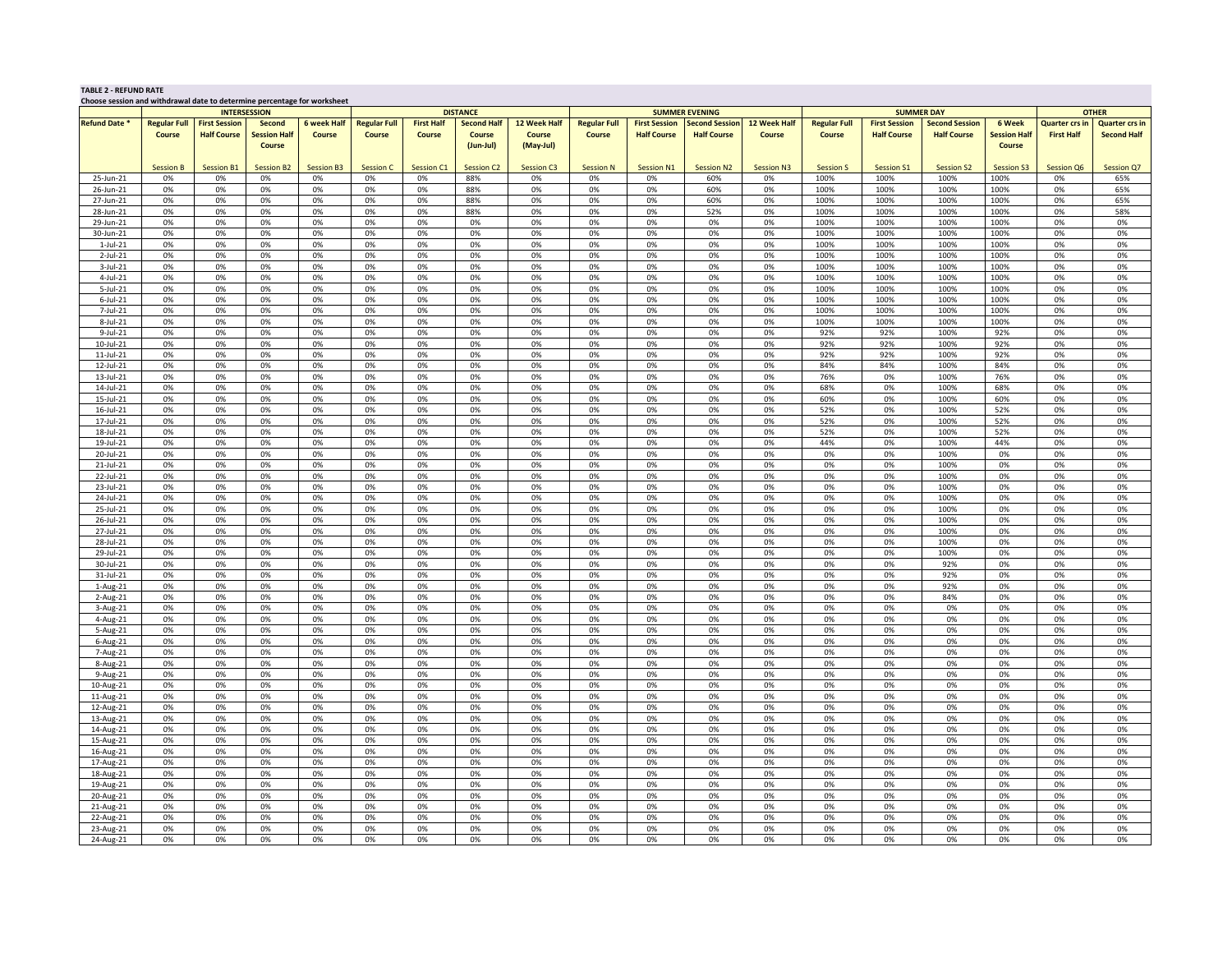**TABLE 2 - REFUND RATE**

**Choose session and withdrawal date to determine percentage for worksheet**

| Refund Date * | INTERSESSION | | | | DISTANCE | | | | SUMMER EVENING | | | | SUMMER DAY | | | | OTHER | |
|---|---|---|---|---|---|---|---|---|---|---|---|---|---|---|---|---|---|---|
| | Regular Full Course | First Session Half Course | Second Session Half Course | 6 week Half Course | Regular Full Course | First Half Course | Second Half Course (Jun-Jul) | 12 Week Half Course (May-Jul) | Regular Full Course | First Session Half Course | Second Session Half Course | 12 Week Half Course | Regular Full Course | First Session Half Course | Second Session Half Course | 6 Week Session Half Course | Quarter crs in First Half | Quarter crs in Second Half |
| | Session B | Session B1 | Session B2 | Session B3 | Session C | Session C1 | Session C2 | Session C3 | Session N | Session N1 | Session N2 | Session N3 | Session S | Session S1 | Session S2 | Session S3 | Session Q6 | Session Q7 |
| 25-Jun-21 | 0% | 0% | 0% | 0% | 0% | 0% | 88% | 0% | 0% | 0% | 60% | 0% | 100% | 100% | 100% | 100% | 0% | 65% |
| 26-Jun-21 | 0% | 0% | 0% | 0% | 0% | 0% | 88% | 0% | 0% | 0% | 60% | 0% | 100% | 100% | 100% | 100% | 0% | 65% |
| 27-Jun-21 | 0% | 0% | 0% | 0% | 0% | 0% | 88% | 0% | 0% | 0% | 60% | 0% | 100% | 100% | 100% | 100% | 0% | 65% |
| 28-Jun-21 | 0% | 0% | 0% | 0% | 0% | 0% | 88% | 0% | 0% | 0% | 52% | 0% | 100% | 100% | 100% | 100% | 0% | 58% |
| 29-Jun-21 | 0% | 0% | 0% | 0% | 0% | 0% | 0% | 0% | 0% | 0% | 0% | 0% | 100% | 100% | 100% | 100% | 0% | 0% |
| 30-Jun-21 | 0% | 0% | 0% | 0% | 0% | 0% | 0% | 0% | 0% | 0% | 0% | 0% | 100% | 100% | 100% | 100% | 0% | 0% |
| 1-Jul-21 | 0% | 0% | 0% | 0% | 0% | 0% | 0% | 0% | 0% | 0% | 0% | 0% | 100% | 100% | 100% | 100% | 0% | 0% |
| 2-Jul-21 | 0% | 0% | 0% | 0% | 0% | 0% | 0% | 0% | 0% | 0% | 0% | 0% | 100% | 100% | 100% | 100% | 0% | 0% |
| 3-Jul-21 | 0% | 0% | 0% | 0% | 0% | 0% | 0% | 0% | 0% | 0% | 0% | 0% | 100% | 100% | 100% | 100% | 0% | 0% |
| 4-Jul-21 | 0% | 0% | 0% | 0% | 0% | 0% | 0% | 0% | 0% | 0% | 0% | 0% | 100% | 100% | 100% | 100% | 0% | 0% |
| 5-Jul-21 | 0% | 0% | 0% | 0% | 0% | 0% | 0% | 0% | 0% | 0% | 0% | 0% | 100% | 100% | 100% | 100% | 0% | 0% |
| 6-Jul-21 | 0% | 0% | 0% | 0% | 0% | 0% | 0% | 0% | 0% | 0% | 0% | 0% | 100% | 100% | 100% | 100% | 0% | 0% |
| 7-Jul-21 | 0% | 0% | 0% | 0% | 0% | 0% | 0% | 0% | 0% | 0% | 0% | 0% | 100% | 100% | 100% | 100% | 0% | 0% |
| 8-Jul-21 | 0% | 0% | 0% | 0% | 0% | 0% | 0% | 0% | 0% | 0% | 0% | 0% | 100% | 100% | 100% | 100% | 0% | 0% |
| 9-Jul-21 | 0% | 0% | 0% | 0% | 0% | 0% | 0% | 0% | 0% | 0% | 0% | 0% | 92% | 92% | 100% | 92% | 0% | 0% |
| 10-Jul-21 | 0% | 0% | 0% | 0% | 0% | 0% | 0% | 0% | 0% | 0% | 0% | 0% | 92% | 92% | 100% | 92% | 0% | 0% |
| 11-Jul-21 | 0% | 0% | 0% | 0% | 0% | 0% | 0% | 0% | 0% | 0% | 0% | 0% | 92% | 92% | 100% | 92% | 0% | 0% |
| 12-Jul-21 | 0% | 0% | 0% | 0% | 0% | 0% | 0% | 0% | 0% | 0% | 0% | 0% | 84% | 84% | 100% | 84% | 0% | 0% |
| 13-Jul-21 | 0% | 0% | 0% | 0% | 0% | 0% | 0% | 0% | 0% | 0% | 0% | 0% | 76% | 0% | 100% | 76% | 0% | 0% |
| 14-Jul-21 | 0% | 0% | 0% | 0% | 0% | 0% | 0% | 0% | 0% | 0% | 0% | 0% | 68% | 0% | 100% | 68% | 0% | 0% |
| 15-Jul-21 | 0% | 0% | 0% | 0% | 0% | 0% | 0% | 0% | 0% | 0% | 0% | 0% | 60% | 0% | 100% | 60% | 0% | 0% |
| 16-Jul-21 | 0% | 0% | 0% | 0% | 0% | 0% | 0% | 0% | 0% | 0% | 0% | 0% | 52% | 0% | 100% | 52% | 0% | 0% |
| 17-Jul-21 | 0% | 0% | 0% | 0% | 0% | 0% | 0% | 0% | 0% | 0% | 0% | 0% | 52% | 0% | 100% | 52% | 0% | 0% |
| 18-Jul-21 | 0% | 0% | 0% | 0% | 0% | 0% | 0% | 0% | 0% | 0% | 0% | 0% | 52% | 0% | 100% | 52% | 0% | 0% |
| 19-Jul-21 | 0% | 0% | 0% | 0% | 0% | 0% | 0% | 0% | 0% | 0% | 0% | 0% | 44% | 0% | 100% | 44% | 0% | 0% |
| 20-Jul-21 | 0% | 0% | 0% | 0% | 0% | 0% | 0% | 0% | 0% | 0% | 0% | 0% | 0% | 0% | 100% | 0% | 0% | 0% |
| 21-Jul-21 | 0% | 0% | 0% | 0% | 0% | 0% | 0% | 0% | 0% | 0% | 0% | 0% | 0% | 0% | 100% | 0% | 0% | 0% |
| 22-Jul-21 | 0% | 0% | 0% | 0% | 0% | 0% | 0% | 0% | 0% | 0% | 0% | 0% | 0% | 0% | 100% | 0% | 0% | 0% |
| 23-Jul-21 | 0% | 0% | 0% | 0% | 0% | 0% | 0% | 0% | 0% | 0% | 0% | 0% | 0% | 0% | 100% | 0% | 0% | 0% |
| 24-Jul-21 | 0% | 0% | 0% | 0% | 0% | 0% | 0% | 0% | 0% | 0% | 0% | 0% | 0% | 0% | 100% | 0% | 0% | 0% |
| 25-Jul-21 | 0% | 0% | 0% | 0% | 0% | 0% | 0% | 0% | 0% | 0% | 0% | 0% | 0% | 0% | 100% | 0% | 0% | 0% |
| 26-Jul-21 | 0% | 0% | 0% | 0% | 0% | 0% | 0% | 0% | 0% | 0% | 0% | 0% | 0% | 0% | 100% | 0% | 0% | 0% |
| 27-Jul-21 | 0% | 0% | 0% | 0% | 0% | 0% | 0% | 0% | 0% | 0% | 0% | 0% | 0% | 0% | 100% | 0% | 0% | 0% |
| 28-Jul-21 | 0% | 0% | 0% | 0% | 0% | 0% | 0% | 0% | 0% | 0% | 0% | 0% | 0% | 0% | 100% | 0% | 0% | 0% |
| 29-Jul-21 | 0% | 0% | 0% | 0% | 0% | 0% | 0% | 0% | 0% | 0% | 0% | 0% | 0% | 0% | 100% | 0% | 0% | 0% |
| 30-Jul-21 | 0% | 0% | 0% | 0% | 0% | 0% | 0% | 0% | 0% | 0% | 0% | 0% | 0% | 0% | 92% | 0% | 0% | 0% |
| 31-Jul-21 | 0% | 0% | 0% | 0% | 0% | 0% | 0% | 0% | 0% | 0% | 0% | 0% | 0% | 0% | 92% | 0% | 0% | 0% |
| 1-Aug-21 | 0% | 0% | 0% | 0% | 0% | 0% | 0% | 0% | 0% | 0% | 0% | 0% | 0% | 0% | 92% | 0% | 0% | 0% |
| 2-Aug-21 | 0% | 0% | 0% | 0% | 0% | 0% | 0% | 0% | 0% | 0% | 0% | 0% | 0% | 0% | 84% | 0% | 0% | 0% |
| 3-Aug-21 | 0% | 0% | 0% | 0% | 0% | 0% | 0% | 0% | 0% | 0% | 0% | 0% | 0% | 0% | 0% | 0% | 0% | 0% |
| 4-Aug-21 | 0% | 0% | 0% | 0% | 0% | 0% | 0% | 0% | 0% | 0% | 0% | 0% | 0% | 0% | 0% | 0% | 0% | 0% |
| 5-Aug-21 | 0% | 0% | 0% | 0% | 0% | 0% | 0% | 0% | 0% | 0% | 0% | 0% | 0% | 0% | 0% | 0% | 0% | 0% |
| 6-Aug-21 | 0% | 0% | 0% | 0% | 0% | 0% | 0% | 0% | 0% | 0% | 0% | 0% | 0% | 0% | 0% | 0% | 0% | 0% |
| 7-Aug-21 | 0% | 0% | 0% | 0% | 0% | 0% | 0% | 0% | 0% | 0% | 0% | 0% | 0% | 0% | 0% | 0% | 0% | 0% |
| 8-Aug-21 | 0% | 0% | 0% | 0% | 0% | 0% | 0% | 0% | 0% | 0% | 0% | 0% | 0% | 0% | 0% | 0% | 0% | 0% |
| 9-Aug-21 | 0% | 0% | 0% | 0% | 0% | 0% | 0% | 0% | 0% | 0% | 0% | 0% | 0% | 0% | 0% | 0% | 0% | 0% |
| 10-Aug-21 | 0% | 0% | 0% | 0% | 0% | 0% | 0% | 0% | 0% | 0% | 0% | 0% | 0% | 0% | 0% | 0% | 0% | 0% |
| 11-Aug-21 | 0% | 0% | 0% | 0% | 0% | 0% | 0% | 0% | 0% | 0% | 0% | 0% | 0% | 0% | 0% | 0% | 0% | 0% |
| 12-Aug-21 | 0% | 0% | 0% | 0% | 0% | 0% | 0% | 0% | 0% | 0% | 0% | 0% | 0% | 0% | 0% | 0% | 0% | 0% |
| 13-Aug-21 | 0% | 0% | 0% | 0% | 0% | 0% | 0% | 0% | 0% | 0% | 0% | 0% | 0% | 0% | 0% | 0% | 0% | 0% |
| 14-Aug-21 | 0% | 0% | 0% | 0% | 0% | 0% | 0% | 0% | 0% | 0% | 0% | 0% | 0% | 0% | 0% | 0% | 0% | 0% |
| 15-Aug-21 | 0% | 0% | 0% | 0% | 0% | 0% | 0% | 0% | 0% | 0% | 0% | 0% | 0% | 0% | 0% | 0% | 0% | 0% |
| 16-Aug-21 | 0% | 0% | 0% | 0% | 0% | 0% | 0% | 0% | 0% | 0% | 0% | 0% | 0% | 0% | 0% | 0% | 0% | 0% |
| 17-Aug-21 | 0% | 0% | 0% | 0% | 0% | 0% | 0% | 0% | 0% | 0% | 0% | 0% | 0% | 0% | 0% | 0% | 0% | 0% |
| 18-Aug-21 | 0% | 0% | 0% | 0% | 0% | 0% | 0% | 0% | 0% | 0% | 0% | 0% | 0% | 0% | 0% | 0% | 0% | 0% |
| 19-Aug-21 | 0% | 0% | 0% | 0% | 0% | 0% | 0% | 0% | 0% | 0% | 0% | 0% | 0% | 0% | 0% | 0% | 0% | 0% |
| 20-Aug-21 | 0% | 0% | 0% | 0% | 0% | 0% | 0% | 0% | 0% | 0% | 0% | 0% | 0% | 0% | 0% | 0% | 0% | 0% |
| 21-Aug-21 | 0% | 0% | 0% | 0% | 0% | 0% | 0% | 0% | 0% | 0% | 0% | 0% | 0% | 0% | 0% | 0% | 0% | 0% |
| 22-Aug-21 | 0% | 0% | 0% | 0% | 0% | 0% | 0% | 0% | 0% | 0% | 0% | 0% | 0% | 0% | 0% | 0% | 0% | 0% |
| 23-Aug-21 | 0% | 0% | 0% | 0% | 0% | 0% | 0% | 0% | 0% | 0% | 0% | 0% | 0% | 0% | 0% | 0% | 0% | 0% |
| 24-Aug-21 | 0% | 0% | 0% | 0% | 0% | 0% | 0% | 0% | 0% | 0% | 0% | 0% | 0% | 0% | 0% | 0% | 0% | 0% |